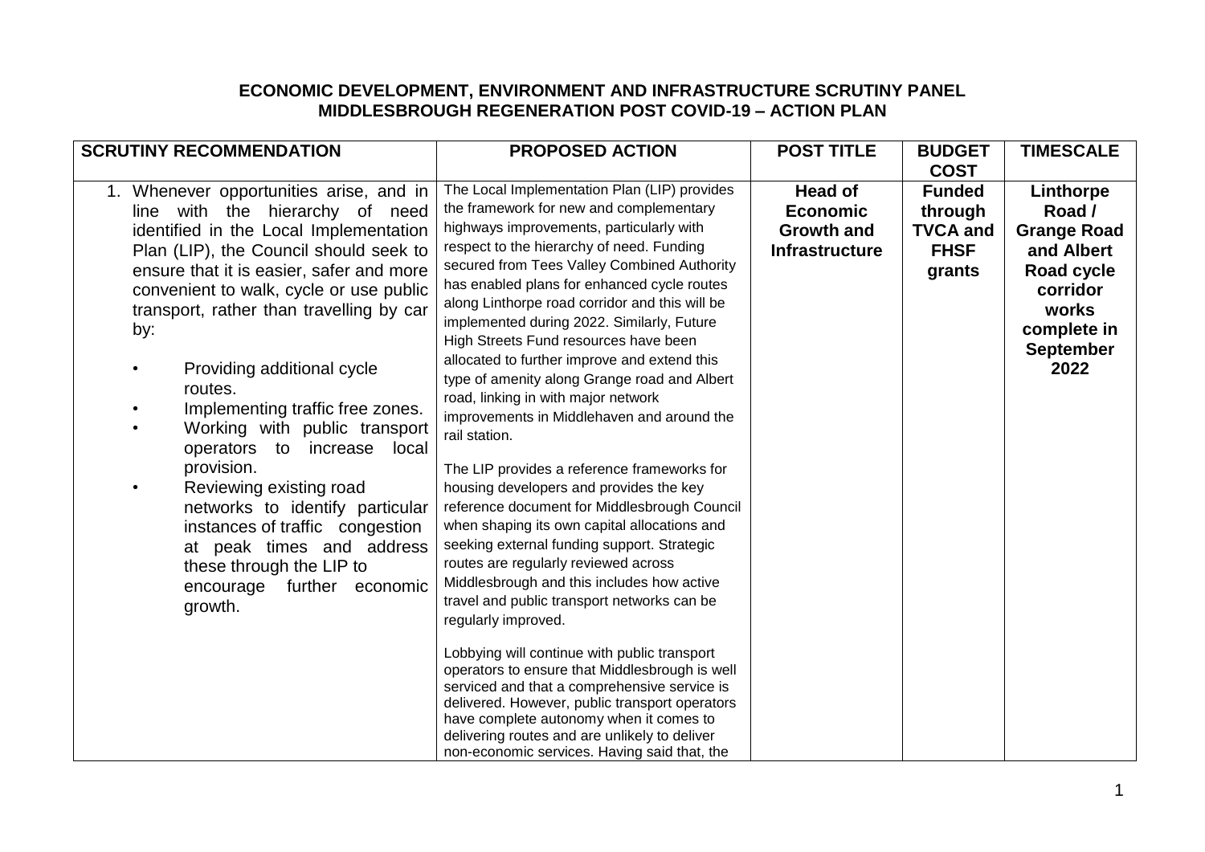# ECONOMIC DEVELOPMENT, ENVIRONMENT AND INFRASTRUCTURE SCRUTINY PANEL
## MIDDLESBROUGH REGENERATION POST COVID-19 – ACTION PLAN

| SCRUTINY RECOMMENDATION | PROPOSED ACTION | POST TITLE | BUDGET COST | TIMESCALE |
|---|---|---|---|---|
| 1. Whenever opportunities arise, and in line with the hierarchy of need identified in the Local Implementation Plan (LIP), the Council should seek to ensure that it is easier, safer and more convenient to walk, cycle or use public transport, rather than travelling by car by:<br>• Providing additional cycle routes.<br>• Implementing traffic free zones.<br>• Working with public transport operators to increase local provision.<br>• Reviewing existing road networks to identify particular instances of traffic congestion at peak times and address these through the LIP to encourage further economic growth. | The Local Implementation Plan (LIP) provides the framework for new and complementary highways improvements, particularly with respect to the hierarchy of need. Funding secured from Tees Valley Combined Authority has enabled plans for enhanced cycle routes along Linthorpe road corridor and this will be implemented during 2022. Similarly, Future High Streets Fund resources have been allocated to further improve and extend this type of amenity along Grange road and Albert road, linking in with major network improvements in Middlehaven and around the rail station.<br><br>The LIP provides a reference frameworks for housing developers and provides the key reference document for Middlesbrough Council when shaping its own capital allocations and seeking external funding support. Strategic routes are regularly reviewed across Middlesbrough and this includes how active travel and public transport networks can be regularly improved.<br><br>Lobbying will continue with public transport operators to ensure that Middlesbrough is well serviced and that a comprehensive service is delivered. However, public transport operators have complete autonomy when it comes to delivering routes and are unlikely to deliver non-economic services. Having said that, the | **Head of Economic Growth and Infrastructure** | **Funded through TVCA and FHSF grants** | **Linthorpe Road / Grange Road and Albert Road cycle corridor works complete in September 2022** |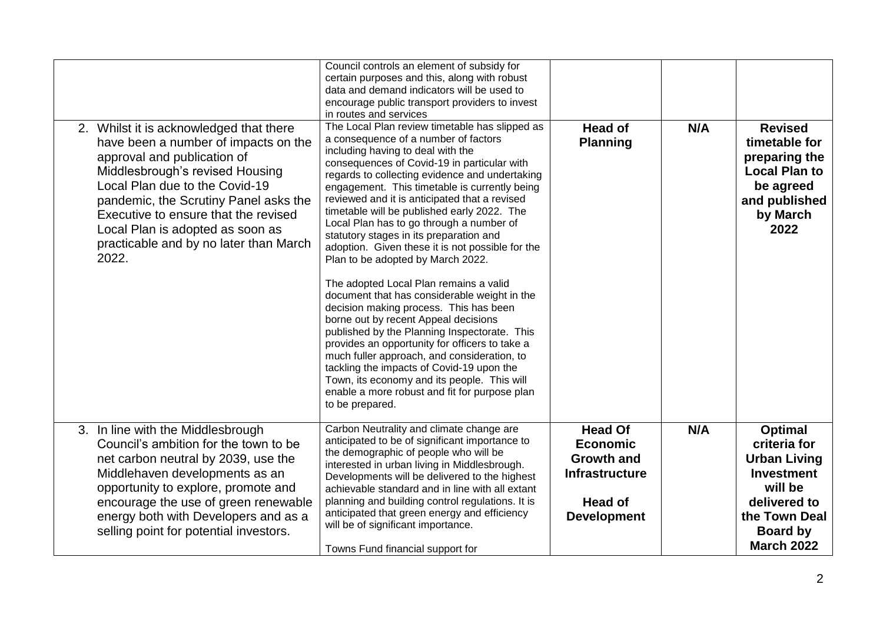| | | | | |
|---|---|---|---|---|
| | Council controls an element of subsidy for certain purposes and this, along with robust data and demand indicators will be used to encourage public transport providers to invest in routes and services | | | |
| 2. Whilst it is acknowledged that there have been a number of impacts on the approval and publication of Middlesbrough's revised Housing Local Plan due to the Covid-19 pandemic, the Scrutiny Panel asks the Executive to ensure that the revised Local Plan is adopted as soon as practicable and by no later than March 2022. | The Local Plan review timetable has slipped as a consequence of a number of factors including having to deal with the consequences of Covid-19 in particular with regards to collecting evidence and undertaking engagement. This timetable is currently being reviewed and it is anticipated that a revised timetable will be published early 2022. The Local Plan has to go through a number of statutory stages in its preparation and adoption. Given these it is not possible for the Plan to be adopted by March 2022.<br><br>The adopted Local Plan remains a valid document that has considerable weight in the decision making process. This has been borne out by recent Appeal decisions published by the Planning Inspectorate. This provides an opportunity for officers to take a much fuller approach, and consideration, to tackling the impacts of Covid-19 upon the Town, its economy and its people. This will enable a more robust and fit for purpose plan to be prepared. | **Head of Planning** | **N/A** | **Revised timetable for preparing the Local Plan to be agreed and published by March 2022** |
| 3. In line with the Middlesbrough Council's ambition for the town to be net carbon neutral by 2039, use the Middlehaven developments as an opportunity to explore, promote and encourage the use of green renewable energy both with Developers and as a selling point for potential investors. | Carbon Neutrality and climate change are anticipated to be of significant importance to the demographic of people who will be interested in urban living in Middlesbrough. Developments will be delivered to the highest achievable standard and in line with all extant planning and building control regulations. It is anticipated that green energy and efficiency will be of significant importance.<br><br>Towns Fund financial support for | **Head Of Economic Growth and Infrastructure**<br><br>**Head of Development** | **N/A** | **Optimal criteria for Urban Living Investment will be delivered to the Town Deal Board by March 2022** |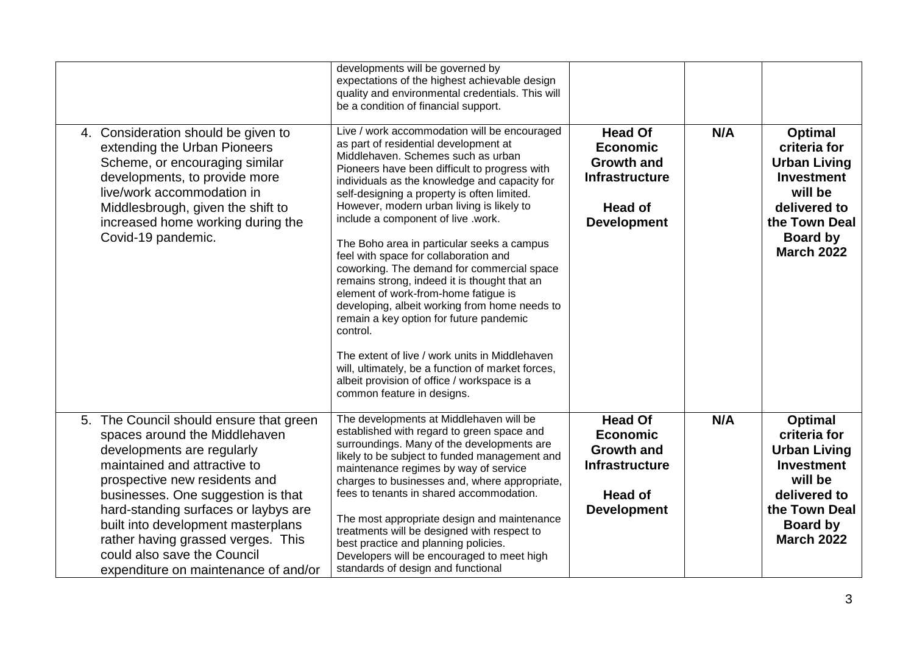| | | | | |
|---|---|---|---|---|
| | developments will be governed by expectations of the highest achievable design quality and environmental credentials. This will be a condition of financial support. | | | |
| 4. Consideration should be given to extending the Urban Pioneers Scheme, or encouraging similar developments, to provide more live/work accommodation in Middlesbrough, given the shift to increased home working during the Covid-19 pandemic. | Live / work accommodation will be encouraged as part of residential development at Middlehaven. Schemes such as urban Pioneers have been difficult to progress with individuals as the knowledge and capacity for self-designing a property is often limited. However, modern urban living is likely to include a component of live .work.<br><br>The Boho area in particular seeks a campus feel with space for collaboration and coworking. The demand for commercial space remains strong, indeed it is thought that an element of work-from-home fatigue is developing, albeit working from home needs to remain a key option for future pandemic control.<br><br>The extent of live / work units in Middlehaven will, ultimately, be a function of market forces, albeit provision of office / workspace is a common feature in designs. | **Head Of Economic Growth and Infrastructure**<br><br>**Head of Development** | **N/A** | **Optimal criteria for Urban Living Investment will be delivered to the Town Deal Board by March 2022** |
| 5. The Council should ensure that green spaces around the Middlehaven developments are regularly maintained and attractive to prospective new residents and businesses. One suggestion is that hard-standing surfaces or laybys are built into development masterplans rather having grassed verges. This could also save the Council expenditure on maintenance of and/or | The developments at Middlehaven will be established with regard to green space and surroundings. Many of the developments are likely to be subject to funded management and maintenance regimes by way of service charges to businesses and, where appropriate, fees to tenants in shared accommodation.<br><br>The most appropriate design and maintenance treatments will be designed with respect to best practice and planning policies. Developers will be encouraged to meet high standards of design and functional | **Head Of Economic Growth and Infrastructure**<br><br>**Head of Development** | **N/A** | **Optimal criteria for Urban Living Investment will be delivered to the Town Deal Board by March 2022** |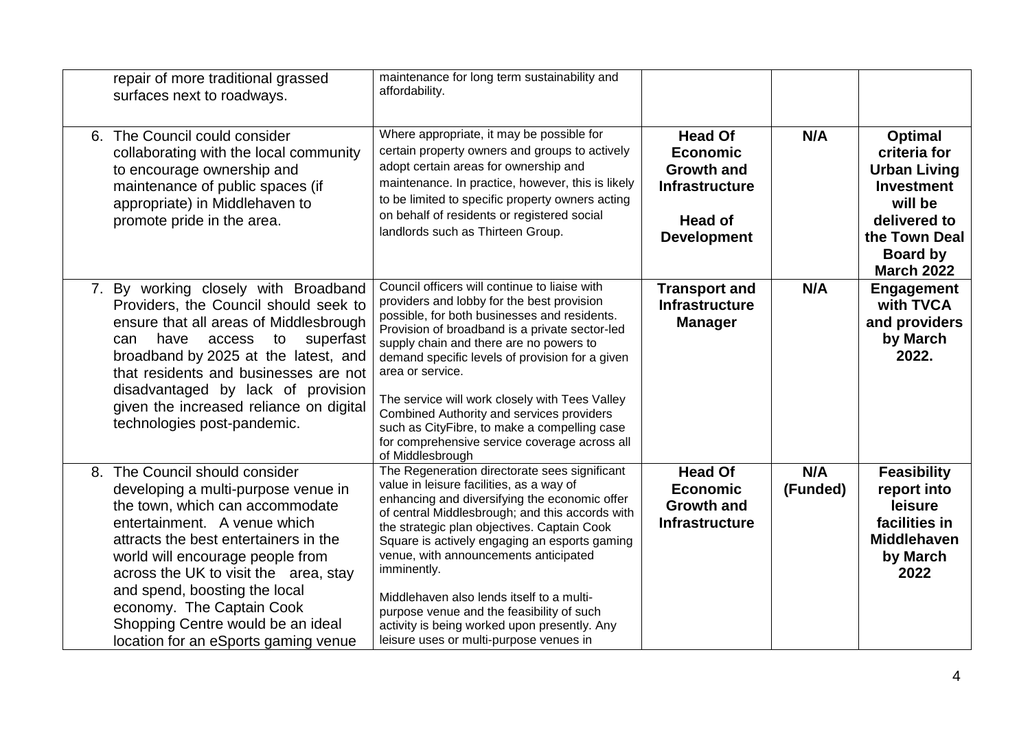| | | | | |
|---|---|---|---|---|
| repair of more traditional grassed surfaces next to roadways. | maintenance for long term sustainability and affordability. | | | |
| 6. The Council could consider collaborating with the local community to encourage ownership and maintenance of public spaces (if appropriate) in Middlehaven to promote pride in the area. | Where appropriate, it may be possible for certain property owners and groups to actively adopt certain areas for ownership and maintenance. In practice, however, this is likely to be limited to specific property owners acting on behalf of residents or registered social landlords such as Thirteen Group. | **Head Of Economic Growth and Infrastructure**<br><br>**Head of Development** | **N/A** | **Optimal criteria for Urban Living Investment will be delivered to the Town Deal Board by March 2022** |
| 7. By working closely with Broadband Providers, the Council should seek to ensure that all areas of Middlesbrough can have access to superfast broadband by 2025 at the latest, and that residents and businesses are not disadvantaged by lack of provision given the increased reliance on digital technologies post-pandemic. | Council officers will continue to liaise with providers and lobby for the best provision possible, for both businesses and residents. Provision of broadband is a private sector-led supply chain and there are no powers to demand specific levels of provision for a given area or service.<br><br>The service will work closely with Tees Valley Combined Authority and services providers such as CityFibre, to make a compelling case for comprehensive service coverage across all of Middlesbrough | **Transport and Infrastructure Manager** | **N/A** | **Engagement with TVCA and providers by March 2022.** |
| 8. The Council should consider developing a multi-purpose venue in the town, which can accommodate entertainment. A venue which attracts the best entertainers in the world will encourage people from across the UK to visit the area, stay and spend, boosting the local economy. The Captain Cook Shopping Centre would be an ideal location for an eSports gaming venue | The Regeneration directorate sees significant value in leisure facilities, as a way of enhancing and diversifying the economic offer of central Middlesbrough; and this accords with the strategic plan objectives. Captain Cook Square is actively engaging an esports gaming venue, with announcements anticipated imminently.<br><br>Middlehaven also lends itself to a multi-purpose venue and the feasibility of such activity is being worked upon presently. Any leisure uses or multi-purpose venues in | **Head Of Economic Growth and Infrastructure** | **N/A (Funded)** | **Feasibility report into leisure facilities in Middlehaven by March 2022** |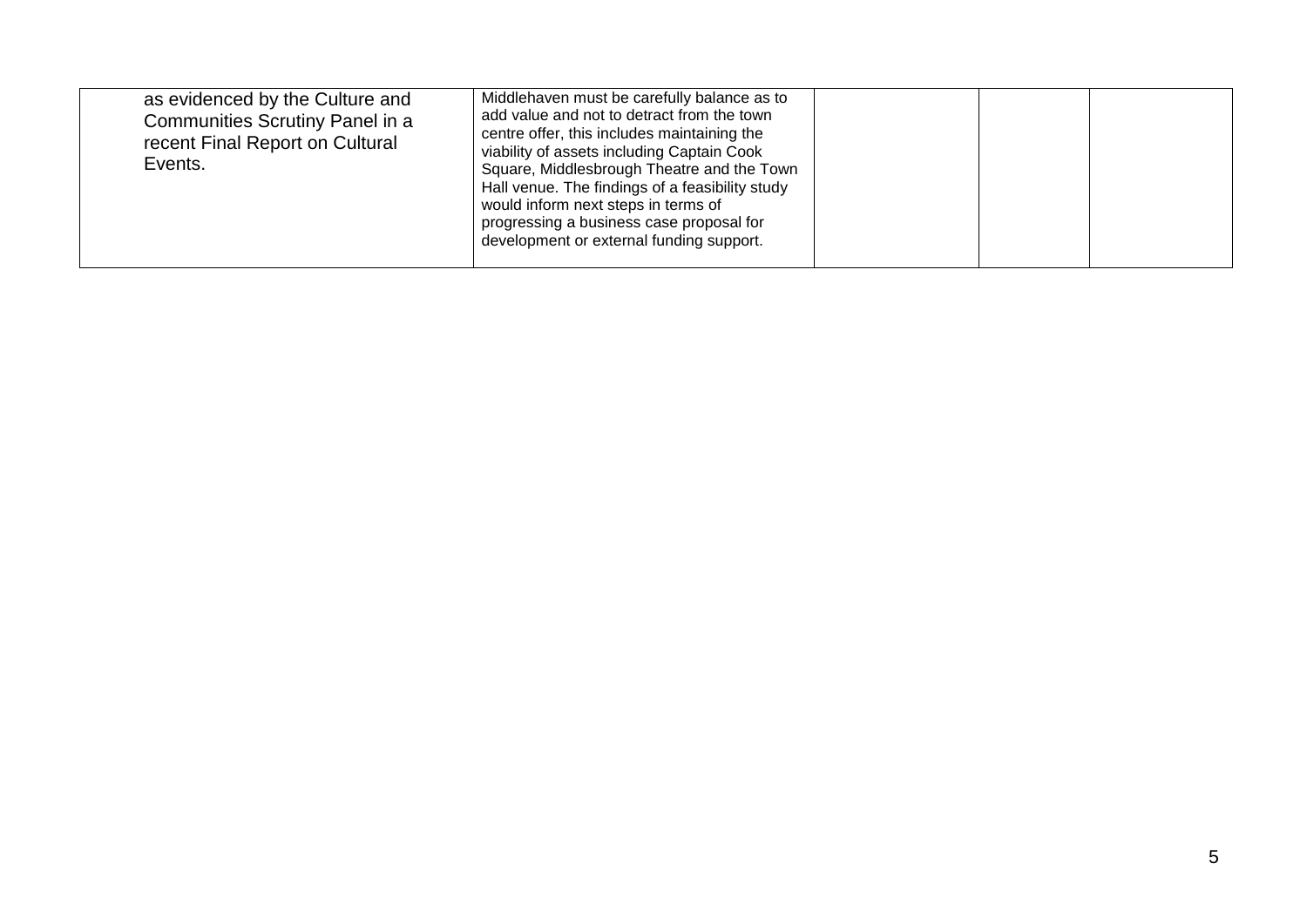| | | | | |
|---|---|---|---|---|
| as evidenced by the Culture and Communities Scrutiny Panel in a recent Final Report on Cultural Events. | Middlehaven must be carefully balance as to add value and not to detract from the town centre offer, this includes maintaining the viability of assets including Captain Cook Square, Middlesbrough Theatre and the Town Hall venue. The findings of a feasibility study would inform next steps in terms of progressing a business case proposal for development or external funding support. | | | |